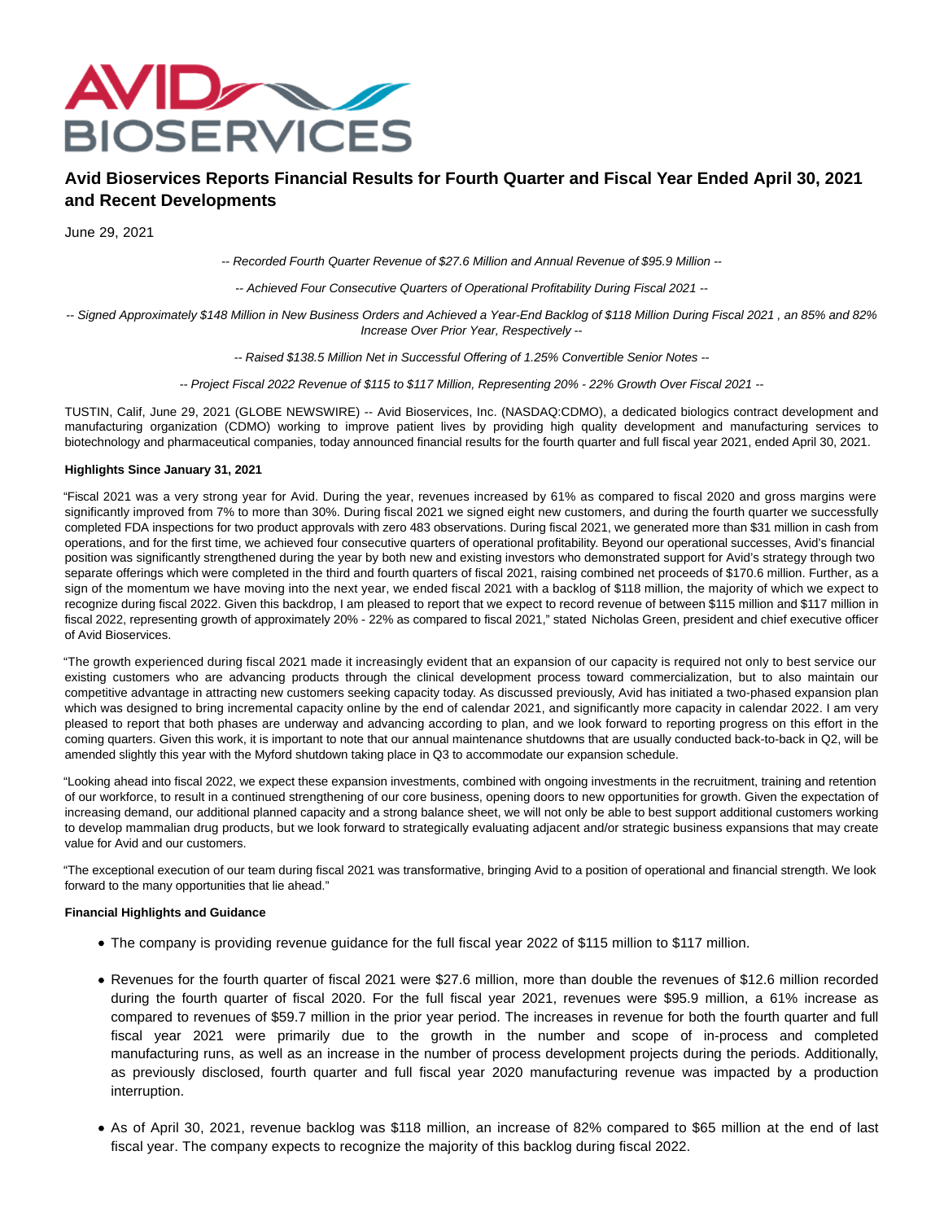# Avid Bioservices Reports Financial Results for Fourth Quarter and Fiscal Year Ended April 30, 2021 and Recent Developments

June 29, 2021

*-- Recorded Fourth Quarter Revenue of $27.6 Million and Annual Revenue of $95.9 Million --*

*-- Achieved Four Consecutive Quarters of Operational Profitability During Fiscal 2021 --*

*-- Signed Approximately $148 Million in New Business Orders and Achieved a Year-End Backlog of $118 Million During Fiscal 2021 , an 85% and 82% Increase Over Prior Year, Respectively --*

*-- Raised $138.5 Million Net in Successful Offering of 1.25% Convertible Senior Notes --*

*-- Project Fiscal 2022 Revenue of $115 to $117 Million, Representing 20% - 22% Growth Over Fiscal 2021 --*

TUSTIN, Calif, June 29, 2021 (GLOBE NEWSWIRE) -- Avid Bioservices, Inc. (NASDAQ:CDMO), a dedicated biologics contract development and manufacturing organization (CDMO) working to improve patient lives by providing high quality development and manufacturing services to biotechnology and pharmaceutical companies, today announced financial results for the fourth quarter and full fiscal year 2021, ended April 30, 2021.

**Highlights Since January 31, 2021**

"Fiscal 2021 was a very strong year for Avid. During the year, revenues increased by 61% as compared to fiscal 2020 and gross margins were significantly improved from 7% to more than 30%. During fiscal 2021 we signed eight new customers, and during the fourth quarter we successfully completed FDA inspections for two product approvals with zero 483 observations. During fiscal 2021, we generated more than $31 million in cash from operations, and for the first time, we achieved four consecutive quarters of operational profitability. Beyond our operational successes, Avid's financial position was significantly strengthened during the year by both new and existing investors who demonstrated support for Avid's strategy through two separate offerings which were completed in the third and fourth quarters of fiscal 2021, raising combined net proceeds of $170.6 million. Further, as a sign of the momentum we have moving into the next year, we ended fiscal 2021 with a backlog of $118 million, the majority of which we expect to recognize during fiscal 2022. Given this backdrop, I am pleased to report that we expect to record revenue of between $115 million and $117 million in fiscal 2022, representing growth of approximately 20% - 22% as compared to fiscal 2021," stated Nicholas Green, president and chief executive officer of Avid Bioservices.

"The growth experienced during fiscal 2021 made it increasingly evident that an expansion of our capacity is required not only to best service our existing customers who are advancing products through the clinical development process toward commercialization, but to also maintain our competitive advantage in attracting new customers seeking capacity today. As discussed previously, Avid has initiated a two-phased expansion plan which was designed to bring incremental capacity online by the end of calendar 2021, and significantly more capacity in calendar 2022. I am very pleased to report that both phases are underway and advancing according to plan, and we look forward to reporting progress on this effort in the coming quarters. Given this work, it is important to note that our annual maintenance shutdowns that are usually conducted back-to-back in Q2, will be amended slightly this year with the Myford shutdown taking place in Q3 to accommodate our expansion schedule.

"Looking ahead into fiscal 2022, we expect these expansion investments, combined with ongoing investments in the recruitment, training and retention of our workforce, to result in a continued strengthening of our core business, opening doors to new opportunities for growth. Given the expectation of increasing demand, our additional planned capacity and a strong balance sheet, we will not only be able to best support additional customers working to develop mammalian drug products, but we look forward to strategically evaluating adjacent and/or strategic business expansions that may create value for Avid and our customers.

"The exceptional execution of our team during fiscal 2021 was transformative, bringing Avid to a position of operational and financial strength. We look forward to the many opportunities that lie ahead."

**Financial Highlights and Guidance**

- The company is providing revenue guidance for the full fiscal year 2022 of $115 million to $117 million.
- Revenues for the fourth quarter of fiscal 2021 were $27.6 million, more than double the revenues of $12.6 million recorded during the fourth quarter of fiscal 2020. For the full fiscal year 2021, revenues were $95.9 million, a 61% increase as compared to revenues of $59.7 million in the prior year period. The increases in revenue for both the fourth quarter and full fiscal year 2021 were primarily due to the growth in the number and scope of in-process and completed manufacturing runs, as well as an increase in the number of process development projects during the periods. Additionally, as previously disclosed, fourth quarter and full fiscal year 2020 manufacturing revenue was impacted by a production interruption.
- As of April 30, 2021, revenue backlog was $118 million, an increase of 82% compared to $65 million at the end of last fiscal year. The company expects to recognize the majority of this backlog during fiscal 2022.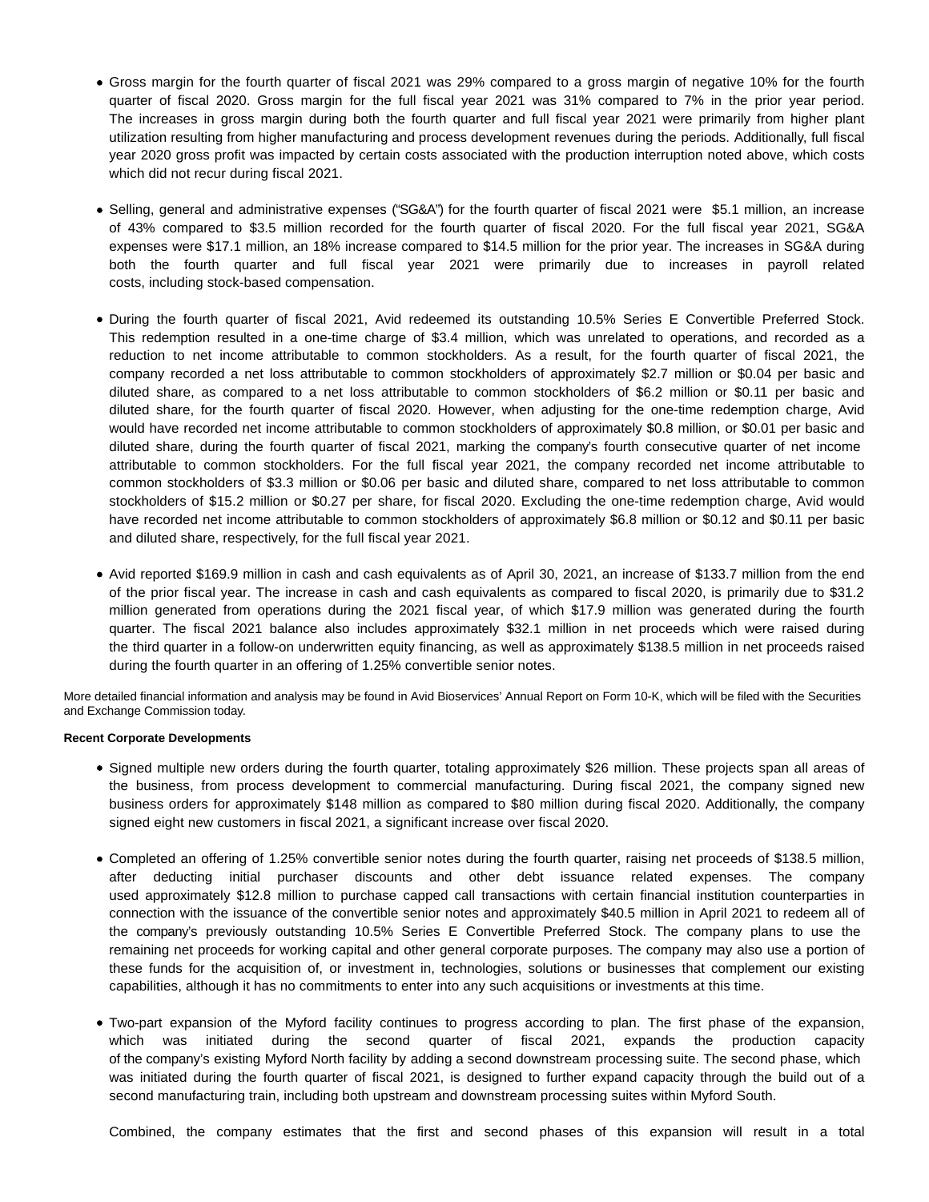- Gross margin for the fourth quarter of fiscal 2021 was 29% compared to a gross margin of negative 10% for the fourth quarter of fiscal 2020. Gross margin for the full fiscal year 2021 was 31% compared to 7% in the prior year period. The increases in gross margin during both the fourth quarter and full fiscal year 2021 were primarily from higher plant utilization resulting from higher manufacturing and process development revenues during the periods. Additionally, full fiscal year 2020 gross profit was impacted by certain costs associated with the production interruption noted above, which costs which did not recur during fiscal 2021.

- Selling, general and administrative expenses ("SG&A") for the fourth quarter of fiscal 2021 were $5.1 million, an increase of 43% compared to $3.5 million recorded for the fourth quarter of fiscal 2020. For the full fiscal year 2021, SG&A expenses were $17.1 million, an 18% increase compared to $14.5 million for the prior year. The increases in SG&A during both the fourth quarter and full fiscal year 2021 were primarily due to increases in payroll related costs, including stock-based compensation.

- During the fourth quarter of fiscal 2021, Avid redeemed its outstanding 10.5% Series E Convertible Preferred Stock. This redemption resulted in a one-time charge of $3.4 million, which was unrelated to operations, and recorded as a reduction to net income attributable to common stockholders. As a result, for the fourth quarter of fiscal 2021, the company recorded a net loss attributable to common stockholders of approximately $2.7 million or $0.04 per basic and diluted share, as compared to a net loss attributable to common stockholders of $6.2 million or $0.11 per basic and diluted share, for the fourth quarter of fiscal 2020. However, when adjusting for the one-time redemption charge, Avid would have recorded net income attributable to common stockholders of approximately $0.8 million, or $0.01 per basic and diluted share, during the fourth quarter of fiscal 2021, marking the company's fourth consecutive quarter of net income attributable to common stockholders. For the full fiscal year 2021, the company recorded net income attributable to common stockholders of $3.3 million or $0.06 per basic and diluted share, compared to net loss attributable to common stockholders of $15.2 million or $0.27 per share, for fiscal 2020. Excluding the one-time redemption charge, Avid would have recorded net income attributable to common stockholders of approximately $6.8 million or $0.12 and $0.11 per basic and diluted share, respectively, for the full fiscal year 2021.

- Avid reported $169.9 million in cash and cash equivalents as of April 30, 2021, an increase of $133.7 million from the end of the prior fiscal year. The increase in cash and cash equivalents as compared to fiscal 2020, is primarily due to $31.2 million generated from operations during the 2021 fiscal year, of which $17.9 million was generated during the fourth quarter. The fiscal 2021 balance also includes approximately $32.1 million in net proceeds which were raised during the third quarter in a follow-on underwritten equity financing, as well as approximately $138.5 million in net proceeds raised during the fourth quarter in an offering of 1.25% convertible senior notes.

More detailed financial information and analysis may be found in Avid Bioservices' Annual Report on Form 10-K, which will be filed with the Securities and Exchange Commission today.

**Recent Corporate Developments**

- Signed multiple new orders during the fourth quarter, totaling approximately $26 million. These projects span all areas of the business, from process development to commercial manufacturing. During fiscal 2021, the company signed new business orders for approximately $148 million as compared to $80 million during fiscal 2020. Additionally, the company signed eight new customers in fiscal 2021, a significant increase over fiscal 2020.

- Completed an offering of 1.25% convertible senior notes during the fourth quarter, raising net proceeds of $138.5 million, after deducting initial purchaser discounts and other debt issuance related expenses. The company used approximately $12.8 million to purchase capped call transactions with certain financial institution counterparties in connection with the issuance of the convertible senior notes and approximately $40.5 million in April 2021 to redeem all of the company's previously outstanding 10.5% Series E Convertible Preferred Stock. The company plans to use the remaining net proceeds for working capital and other general corporate purposes. The company may also use a portion of these funds for the acquisition of, or investment in, technologies, solutions or businesses that complement our existing capabilities, although it has no commitments to enter into any such acquisitions or investments at this time.

- Two-part expansion of the Myford facility continues to progress according to plan. The first phase of the expansion, which was initiated during the second quarter of fiscal 2021, expands the production capacity of the company's existing Myford North facility by adding a second downstream processing suite. The second phase, which was initiated during the fourth quarter of fiscal 2021, is designed to further expand capacity through the build out of a second manufacturing train, including both upstream and downstream processing suites within Myford South.

  Combined, the company estimates that the first and second phases of this expansion will result in a total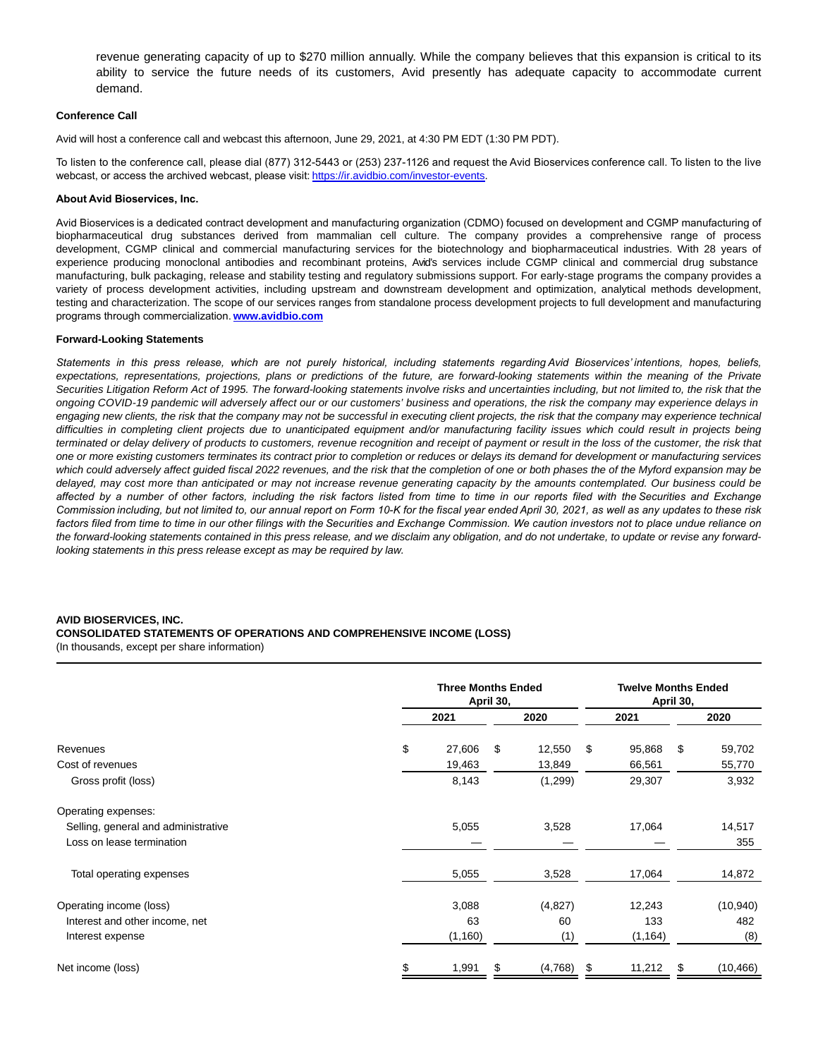revenue generating capacity of up to $270 million annually. While the company believes that this expansion is critical to its ability to service the future needs of its customers, Avid presently has adequate capacity to accommodate current demand.

**Conference Call**

Avid will host a conference call and webcast this afternoon, June 29, 2021, at 4:30 PM EDT (1:30 PM PDT).

To listen to the conference call, please dial (877) 312-5443 or (253) 237-1126 and request the Avid Bioservices conference call. To listen to the live webcast, or access the archived webcast, please visit: https://ir.avidbio.com/investor-events.

**About Avid Bioservices, Inc.**

Avid Bioservices is a dedicated contract development and manufacturing organization (CDMO) focused on development and CGMP manufacturing of biopharmaceutical drug substances derived from mammalian cell culture. The company provides a comprehensive range of process development, CGMP clinical and commercial manufacturing services for the biotechnology and biopharmaceutical industries. With 28 years of experience producing monoclonal antibodies and recombinant proteins, Avid's services include CGMP clinical and commercial drug substance manufacturing, bulk packaging, release and stability testing and regulatory submissions support. For early-stage programs the company provides a variety of process development activities, including upstream and downstream development and optimization, analytical methods development, testing and characterization. The scope of our services ranges from standalone process development projects to full development and manufacturing programs through commercialization. **www.avidbio.com**

**Forward-Looking Statements**

*Statements in this press release, which are not purely historical, including statements regarding Avid Bioservices' intentions, hopes, beliefs, expectations, representations, projections, plans or predictions of the future, are forward-looking statements within the meaning of the Private Securities Litigation Reform Act of 1995. The forward-looking statements involve risks and uncertainties including, but not limited to, the risk that the ongoing COVID-19 pandemic will adversely affect our or our customers' business and operations, the risk the company may experience delays in engaging new clients, the risk that the company may not be successful in executing client projects, the risk that the company may experience technical difficulties in completing client projects due to unanticipated equipment and/or manufacturing facility issues which could result in projects being terminated or delay delivery of products to customers, revenue recognition and receipt of payment or result in the loss of the customer, the risk that one or more existing customers terminates its contract prior to completion or reduces or delays its demand for development or manufacturing services which could adversely affect guided fiscal 2022 revenues, and the risk that the completion of one or both phases the of the Myford expansion may be delayed, may cost more than anticipated or may not increase revenue generating capacity by the amounts contemplated. Our business could be affected by a number of other factors, including the risk factors listed from time to time in our reports filed with the Securities and Exchange Commission including, but not limited to, our annual report on Form 10-K for the fiscal year ended April 30, 2021, as well as any updates to these risk factors filed from time to time in our other filings with the Securities and Exchange Commission. We caution investors not to place undue reliance on the forward-looking statements contained in this press release, and we disclaim any obligation, and do not undertake, to update or revise any forward-looking statements in this press release except as may be required by law.*

**AVID BIOSERVICES, INC.**
**CONSOLIDATED STATEMENTS OF OPERATIONS AND COMPREHENSIVE INCOME (LOSS)**
(In thousands, except per share information)

| | Three Months Ended April 30, | | Twelve Months Ended April 30, | |
|---|---|---|---|---|
| | 2021 | 2020 | 2021 | 2020 |
| Revenues | $ 27,606 | $ 12,550 | $ 95,868 | $ 59,702 |
| Cost of revenues | 19,463 | 13,849 | 66,561 | 55,770 |
| Gross profit (loss) | 8,143 | (1,299) | 29,307 | 3,932 |
| Operating expenses: | | | | |
| Selling, general and administrative | 5,055 | 3,528 | 17,064 | 14,517 |
| Loss on lease termination | — | — | — | 355 |
| Total operating expenses | 5,055 | 3,528 | 17,064 | 14,872 |
| Operating income (loss) | 3,088 | (4,827) | 12,243 | (10,940) |
| Interest and other income, net | 63 | 60 | 133 | 482 |
| Interest expense | (1,160) | (1) | (1,164) | (8) |
| Net income (loss) | $ 1,991 | $ (4,768) | $ 11,212 | $ (10,466) |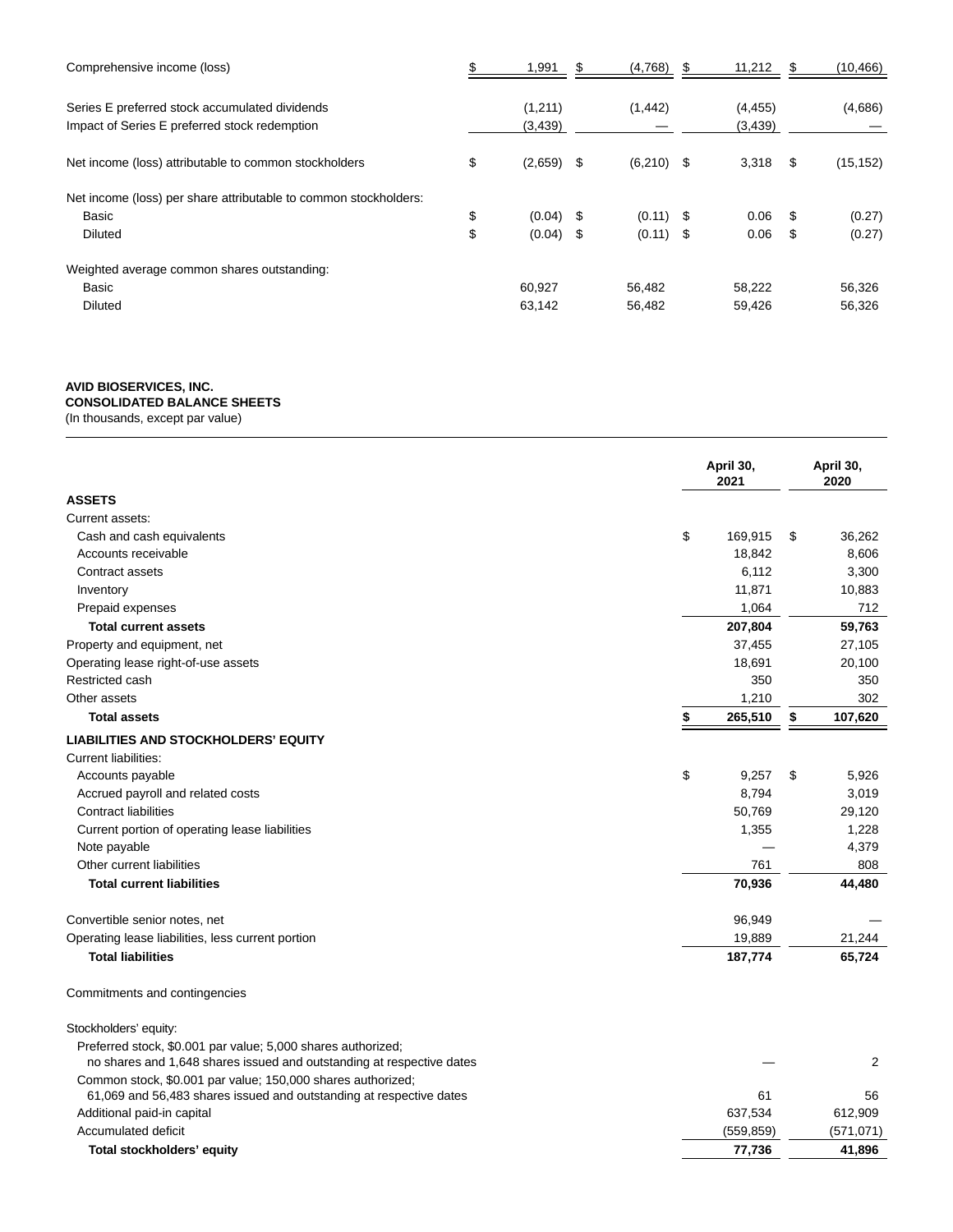| | | | | |
|---|---|---|---|---|
| Comprehensive income (loss) | $ 1,991 | $ (4,768) | $ 11,212 | $ (10,466) |
| Series E preferred stock accumulated dividends | (1,211) | (1,442) | (4,455) | (4,686) |
| Impact of Series E preferred stock redemption | (3,439) | — | (3,439) | — |
| Net income (loss) attributable to common stockholders | $ (2,659) | $ (6,210) | $ 3,318 | $ (15,152) |
| Net income (loss) per share attributable to common stockholders: | | | | |
| Basic | $ (0.04) | $ (0.11) | $ 0.06 | $ (0.27) |
| Diluted | $ (0.04) | $ (0.11) | $ 0.06 | $ (0.27) |
| Weighted average common shares outstanding: | | | | |
| Basic | 60,927 | 56,482 | 58,222 | 56,326 |
| Diluted | 63,142 | 56,482 | 59,426 | 56,326 |

**AVID BIOSERVICES, INC.**
**CONSOLIDATED BALANCE SHEETS**
(In thousands, except par value)

| | April 30, 2021 | April 30, 2020 |
|---|---|---|
| **ASSETS** | | |
| Current assets: | | |
| Cash and cash equivalents | $ 169,915 | $ 36,262 |
| Accounts receivable | 18,842 | 8,606 |
| Contract assets | 6,112 | 3,300 |
| Inventory | 11,871 | 10,883 |
| Prepaid expenses | 1,064 | 712 |
| **Total current assets** | **207,804** | **59,763** |
| Property and equipment, net | 37,455 | 27,105 |
| Operating lease right-of-use assets | 18,691 | 20,100 |
| Restricted cash | 350 | 350 |
| Other assets | 1,210 | 302 |
| **Total assets** | **$ 265,510** | **$ 107,620** |
| **LIABILITIES AND STOCKHOLDERS' EQUITY** | | |
| Current liabilities: | | |
| Accounts payable | $ 9,257 | $ 5,926 |
| Accrued payroll and related costs | 8,794 | 3,019 |
| Contract liabilities | 50,769 | 29,120 |
| Current portion of operating lease liabilities | 1,355 | 1,228 |
| Note payable | — | 4,379 |
| Other current liabilities | 761 | 808 |
| **Total current liabilities** | **70,936** | **44,480** |
| Convertible senior notes, net | 96,949 | — |
| Operating lease liabilities, less current portion | 19,889 | 21,244 |
| **Total liabilities** | **187,774** | **65,724** |
| Commitments and contingencies | | |
| Stockholders' equity: | | |
| Preferred stock, $0.001 par value; 5,000 shares authorized; no shares and 1,648 shares issued and outstanding at respective dates | — | 2 |
| Common stock, $0.001 par value; 150,000 shares authorized; 61,069 and 56,483 shares issued and outstanding at respective dates | 61 | 56 |
| Additional paid-in capital | 637,534 | 612,909 |
| Accumulated deficit | (559,859) | (571,071) |
| **Total stockholders' equity** | **77,736** | **41,896** |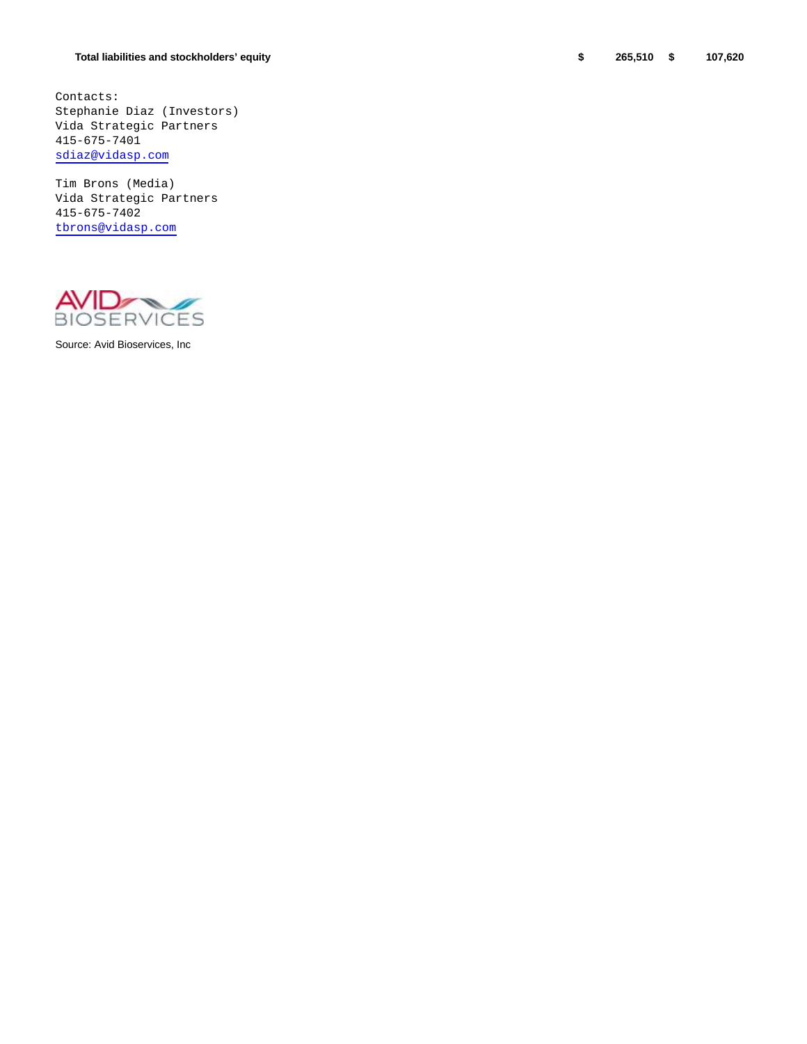| | | |
|---|---|---|
| **Total liabilities and stockholders' equity** | **$ 265,510** | **$ 107,620** |

Contacts:
Stephanie Diaz (Investors)
Vida Strategic Partners
415-675-7401
sdiaz@vidasp.com

Tim Brons (Media)
Vida Strategic Partners
415-675-7402
tbrons@vidasp.com

AVID BIOSERVICES

Source: Avid Bioservices, Inc